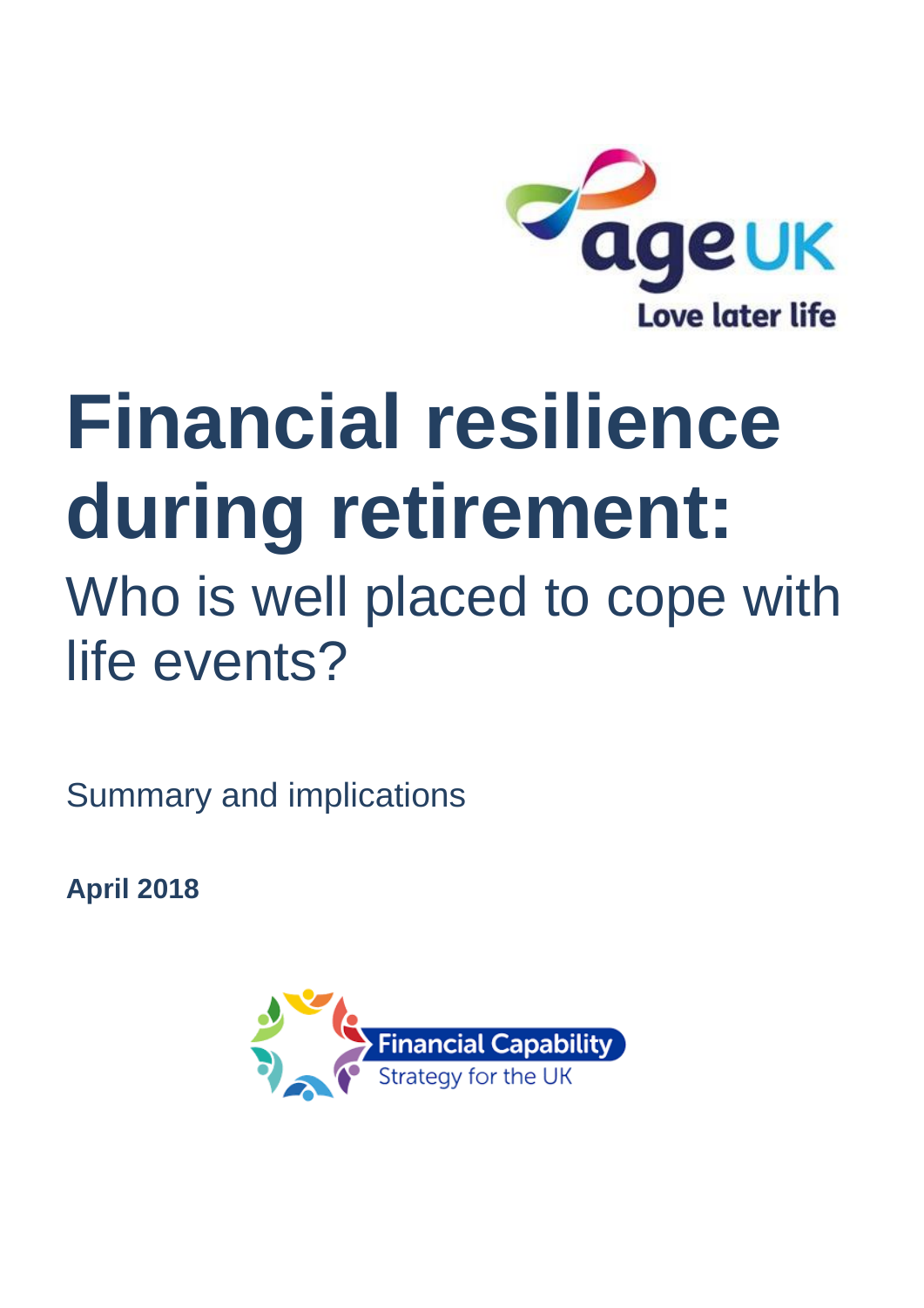age UK

Love later life

# Financial resilience during retirement:

## Who is well placed to cope with life events?

Summary and implications

**April 2018**

Financial Capability Strategy for the UK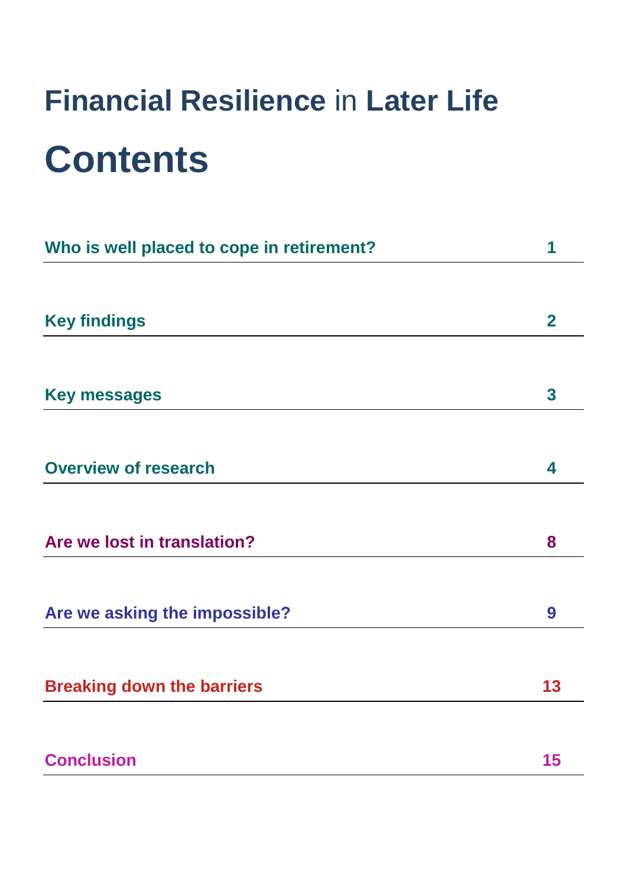# Financial Resilience in Later Life

## Contents

| | |
|---|---|
| Who is well placed to cope in retirement? | 1 |
| Key findings | 2 |
| Key messages | 3 |
| Overview of research | 4 |
| Are we lost in translation? | 8 |
| Are we asking the impossible? | 9 |
| Breaking down the barriers | 13 |
| Conclusion | 15 |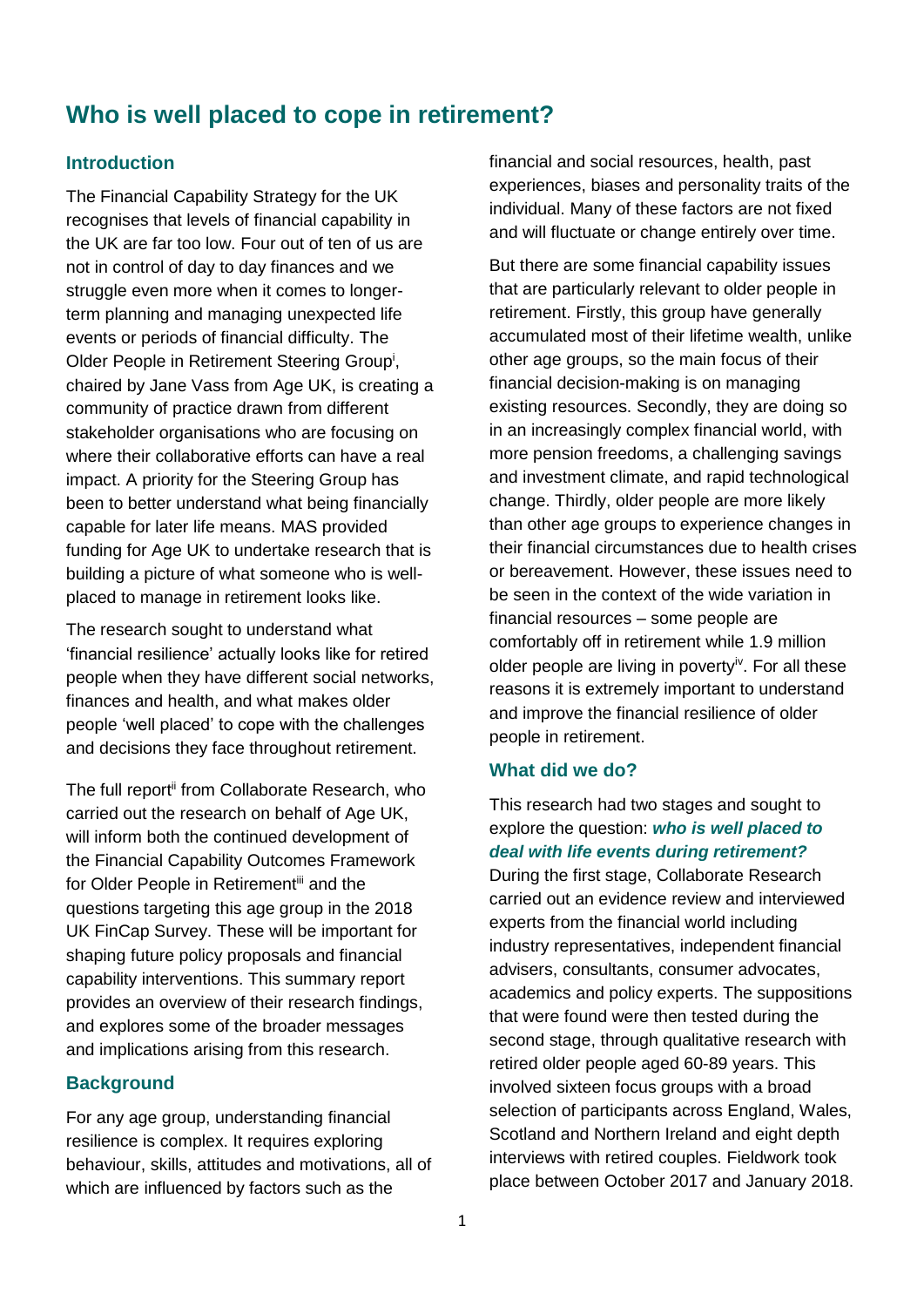# Who is well placed to cope in retirement?

## Introduction

The Financial Capability Strategy for the UK recognises that levels of financial capability in the UK are far too low. Four out of ten of us are not in control of day to day finances and we struggle even more when it comes to longer-term planning and managing unexpected life events or periods of financial difficulty. The Older People in Retirement Steering Group[i], chaired by Jane Vass from Age UK, is creating a community of practice drawn from different stakeholder organisations who are focusing on where their collaborative efforts can have a real impact. A priority for the Steering Group has been to better understand what being financially capable for later life means. MAS provided funding for Age UK to undertake research that is building a picture of what someone who is well-placed to manage in retirement looks like.

The research sought to understand what 'financial resilience' actually looks like for retired people when they have different social networks, finances and health, and what makes older people 'well placed' to cope with the challenges and decisions they face throughout retirement.

The full report[ii] from Collaborate Research, who carried out the research on behalf of Age UK, will inform both the continued development of the Financial Capability Outcomes Framework for Older People in Retirement[iii] and the questions targeting this age group in the 2018 UK FinCap Survey. These will be important for shaping future policy proposals and financial capability interventions. This summary report provides an overview of their research findings, and explores some of the broader messages and implications arising from this research.

## Background

For any age group, understanding financial resilience is complex. It requires exploring behaviour, skills, attitudes and motivations, all of which are influenced by factors such as the financial and social resources, health, past experiences, biases and personality traits of the individual. Many of these factors are not fixed and will fluctuate or change entirely over time.

But there are some financial capability issues that are particularly relevant to older people in retirement. Firstly, this group have generally accumulated most of their lifetime wealth, unlike other age groups, so the main focus of their financial decision-making is on managing existing resources. Secondly, they are doing so in an increasingly complex financial world, with more pension freedoms, a challenging savings and investment climate, and rapid technological change. Thirdly, older people are more likely than other age groups to experience changes in their financial circumstances due to health crises or bereavement. However, these issues need to be seen in the context of the wide variation in financial resources – some people are comfortably off in retirement while 1.9 million older people are living in poverty[iv]. For all these reasons it is extremely important to understand and improve the financial resilience of older people in retirement.

## What did we do?

This research had two stages and sought to explore the question: ***who is well placed to deal with life events during retirement?*** During the first stage, Collaborate Research carried out an evidence review and interviewed experts from the financial world including industry representatives, independent financial advisers, consultants, consumer advocates, academics and policy experts. The suppositions that were found were then tested during the second stage, through qualitative research with retired older people aged 60-89 years. This involved sixteen focus groups with a broad selection of participants across England, Wales, Scotland and Northern Ireland and eight depth interviews with retired couples. Fieldwork took place between October 2017 and January 2018.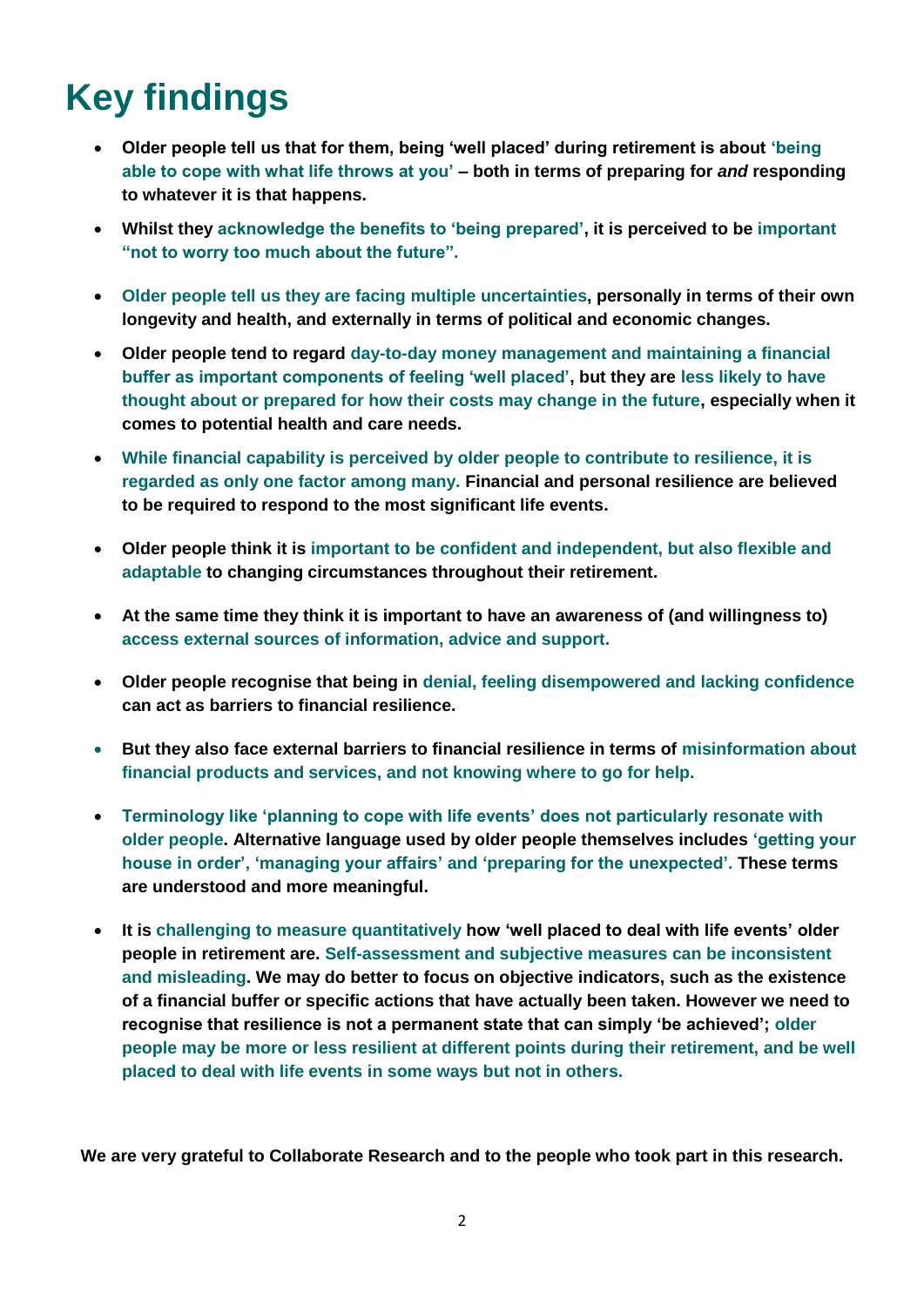# Key findings

- **Older people tell us that for them, being 'well placed' during retirement is about 'being able to cope with what life throws at you' – both in terms of preparing for *and* responding to whatever it is that happens.**

- **Whilst they acknowledge the benefits to 'being prepared', it is perceived to be important "not to worry too much about the future".**

- **Older people tell us they are facing multiple uncertainties, personally in terms of their own longevity and health, and externally in terms of political and economic changes.**

- **Older people tend to regard day-to-day money management and maintaining a financial buffer as important components of feeling 'well placed', but they are less likely to have thought about or prepared for how their costs may change in the future, especially when it comes to potential health and care needs.**

- **While financial capability is perceived by older people to contribute to resilience, it is regarded as only one factor among many. Financial and personal resilience are believed to be required to respond to the most significant life events.**

- **Older people think it is important to be confident and independent, but also flexible and adaptable to changing circumstances throughout their retirement.**

- **At the same time they think it is important to have an awareness of (and willingness to) access external sources of information, advice and support.**

- **Older people recognise that being in denial, feeling disempowered and lacking confidence can act as barriers to financial resilience.**

- **But they also face external barriers to financial resilience in terms of misinformation about financial products and services, and not knowing where to go for help.**

- **Terminology like 'planning to cope with life events' does not particularly resonate with older people. Alternative language used by older people themselves includes 'getting your house in order', 'managing your affairs' and 'preparing for the unexpected'. These terms are understood and more meaningful.**

- **It is challenging to measure quantitatively how 'well placed to deal with life events' older people in retirement are. Self-assessment and subjective measures can be inconsistent and misleading. We may do better to focus on objective indicators, such as the existence of a financial buffer or specific actions that have actually been taken. However we need to recognise that resilience is not a permanent state that can simply 'be achieved'; older people may be more or less resilient at different points during their retirement, and be well placed to deal with life events in some ways but not in others.**

**We are very grateful to Collaborate Research and to the people who took part in this research.**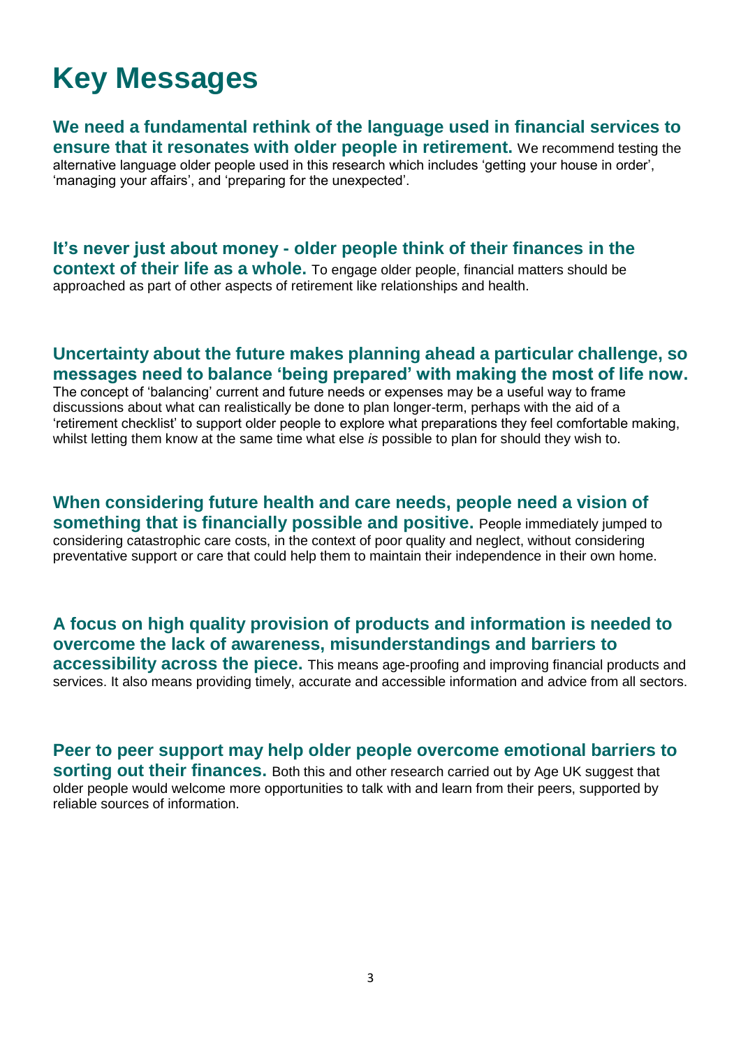# Key Messages

**We need a fundamental rethink of the language used in financial services to ensure that it resonates with older people in retirement.** We recommend testing the alternative language older people used in this research which includes 'getting your house in order', 'managing your affairs', and 'preparing for the unexpected'.

**It's never just about money - older people think of their finances in the context of their life as a whole.** To engage older people, financial matters should be approached as part of other aspects of retirement like relationships and health.

**Uncertainty about the future makes planning ahead a particular challenge, so messages need to balance 'being prepared' with making the most of life now.** The concept of 'balancing' current and future needs or expenses may be a useful way to frame discussions about what can realistically be done to plan longer-term, perhaps with the aid of a 'retirement checklist' to support older people to explore what preparations they feel comfortable making, whilst letting them know at the same time what else *is* possible to plan for should they wish to.

**When considering future health and care needs, people need a vision of something that is financially possible and positive.** People immediately jumped to considering catastrophic care costs, in the context of poor quality and neglect, without considering preventative support or care that could help them to maintain their independence in their own home.

**A focus on high quality provision of products and information is needed to overcome the lack of awareness, misunderstandings and barriers to accessibility across the piece.** This means age-proofing and improving financial products and services. It also means providing timely, accurate and accessible information and advice from all sectors.

**Peer to peer support may help older people overcome emotional barriers to sorting out their finances.** Both this and other research carried out by Age UK suggest that older people would welcome more opportunities to talk with and learn from their peers, supported by reliable sources of information.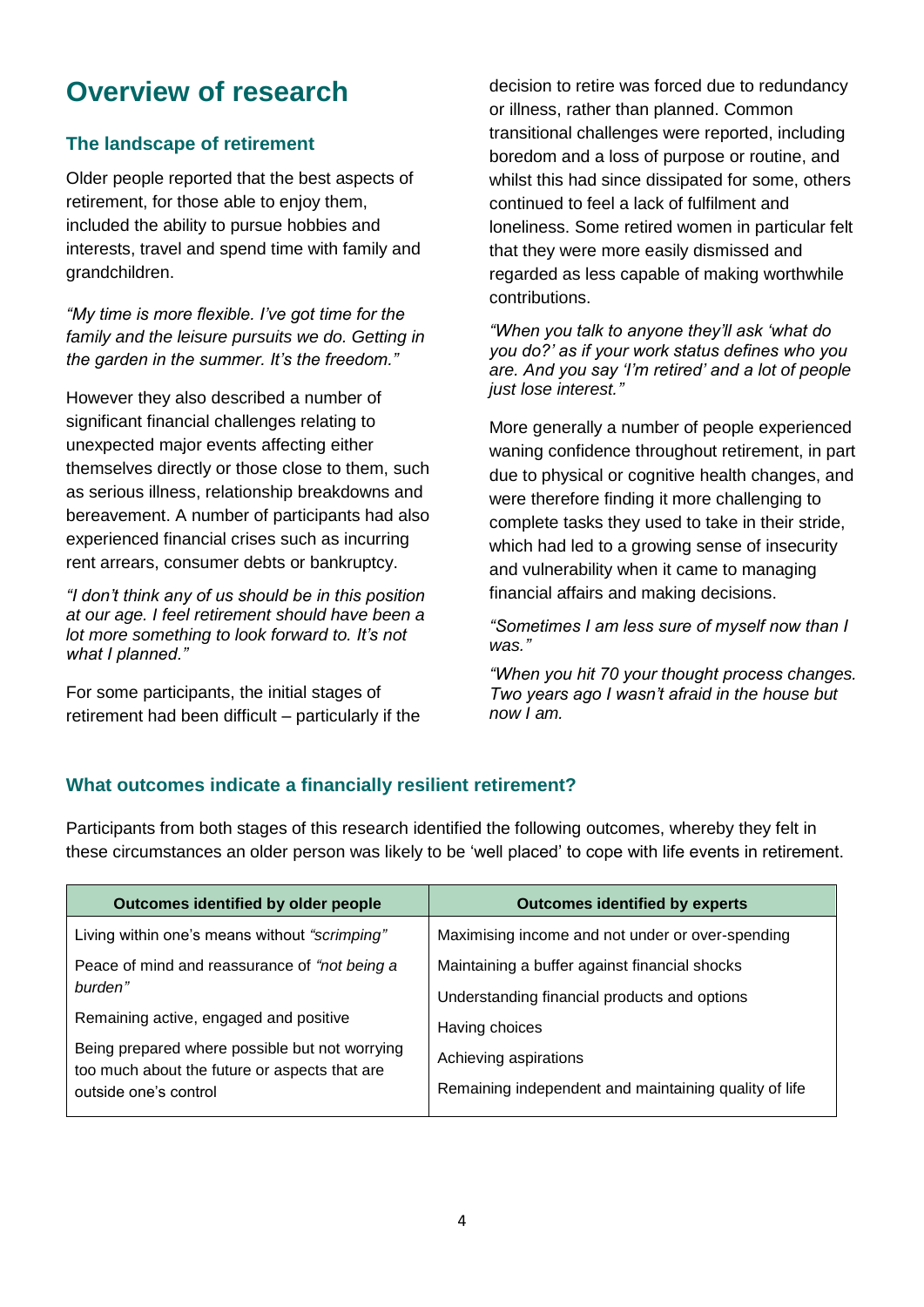# Overview of research

## The landscape of retirement

Older people reported that the best aspects of retirement, for those able to enjoy them, included the ability to pursue hobbies and interests, travel and spend time with family and grandchildren.

*"My time is more flexible. I've got time for the family and the leisure pursuits we do. Getting in the garden in the summer. It's the freedom."*

However they also described a number of significant financial challenges relating to unexpected major events affecting either themselves directly or those close to them, such as serious illness, relationship breakdowns and bereavement. A number of participants had also experienced financial crises such as incurring rent arrears, consumer debts or bankruptcy.

*"I don't think any of us should be in this position at our age. I feel retirement should have been a lot more something to look forward to. It's not what I planned."*

For some participants, the initial stages of retirement had been difficult – particularly if the decision to retire was forced due to redundancy or illness, rather than planned. Common transitional challenges were reported, including boredom and a loss of purpose or routine, and whilst this had since dissipated for some, others continued to feel a lack of fulfilment and loneliness. Some retired women in particular felt that they were more easily dismissed and regarded as less capable of making worthwhile contributions.

*"When you talk to anyone they'll ask 'what do you do?' as if your work status defines who you are. And you say 'I'm retired' and a lot of people just lose interest."*

More generally a number of people experienced waning confidence throughout retirement, in part due to physical or cognitive health changes, and were therefore finding it more challenging to complete tasks they used to take in their stride, which had led to a growing sense of insecurity and vulnerability when it came to managing financial affairs and making decisions.

*"Sometimes I am less sure of myself now than I was."*

*"When you hit 70 your thought process changes. Two years ago I wasn't afraid in the house but now I am.*

## What outcomes indicate a financially resilient retirement?

Participants from both stages of this research identified the following outcomes, whereby they felt in these circumstances an older person was likely to be 'well placed' to cope with life events in retirement.

| Outcomes identified by older people | Outcomes identified by experts |
|---|---|
| Living within one's means without *"scrimping"* | Maximising income and not under or over-spending |
| Peace of mind and reassurance of *"not being a burden"* | Maintaining a buffer against financial shocks |
| | Understanding financial products and options |
| Remaining active, engaged and positive | Having choices |
| Being prepared where possible but not worrying too much about the future or aspects that are outside one's control | Achieving aspirations |
| | Remaining independent and maintaining quality of life |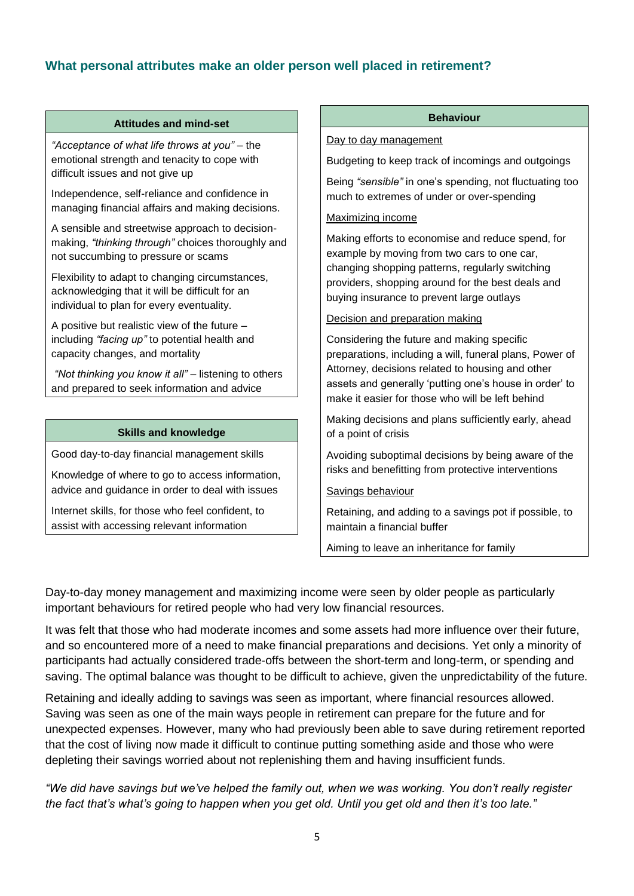### What personal attributes make an older person well placed in retirement?

**Attitudes and mind-set**

*"Acceptance of what life throws at you"* – the emotional strength and tenacity to cope with difficult issues and not give up

Independence, self-reliance and confidence in managing financial affairs and making decisions.

A sensible and streetwise approach to decision-making, *"thinking through"* choices thoroughly and not succumbing to pressure or scams

Flexibility to adapt to changing circumstances, acknowledging that it will be difficult for an individual to plan for every eventuality.

A positive but realistic view of the future – including *"facing up"* to potential health and capacity changes, and mortality

*"Not thinking you know it all"* – listening to others and prepared to seek information and advice

**Skills and knowledge**

Good day-to-day financial management skills

Knowledge of where to go to access information, advice and guidance in order to deal with issues

Internet skills, for those who feel confident, to assist with accessing relevant information

**Behaviour**

Day to day management

Budgeting to keep track of incomings and outgoings

Being *"sensible"* in one's spending, not fluctuating too much to extremes of under or over-spending

Maximizing income

Making efforts to economise and reduce spend, for example by moving from two cars to one car, changing shopping patterns, regularly switching providers, shopping around for the best deals and buying insurance to prevent large outlays

Decision and preparation making

Considering the future and making specific preparations, including a will, funeral plans, Power of Attorney, decisions related to housing and other assets and generally 'putting one's house in order' to make it easier for those who will be left behind

Making decisions and plans sufficiently early, ahead of a point of crisis

Avoiding suboptimal decisions by being aware of the risks and benefitting from protective interventions

Savings behaviour

Retaining, and adding to a savings pot if possible, to maintain a financial buffer

Aiming to leave an inheritance for family

Day-to-day money management and maximizing income were seen by older people as particularly important behaviours for retired people who had very low financial resources.

It was felt that those who had moderate incomes and some assets had more influence over their future, and so encountered more of a need to make financial preparations and decisions. Yet only a minority of participants had actually considered trade-offs between the short-term and long-term, or spending and saving. The optimal balance was thought to be difficult to achieve, given the unpredictability of the future.

Retaining and ideally adding to savings was seen as important, where financial resources allowed. Saving was seen as one of the main ways people in retirement can prepare for the future and for unexpected expenses. However, many who had previously been able to save during retirement reported that the cost of living now made it difficult to continue putting something aside and those who were depleting their savings worried about not replenishing them and having insufficient funds.

*"We did have savings but we've helped the family out, when we was working. You don't really register the fact that's what's going to happen when you get old. Until you get old and then it's too late."*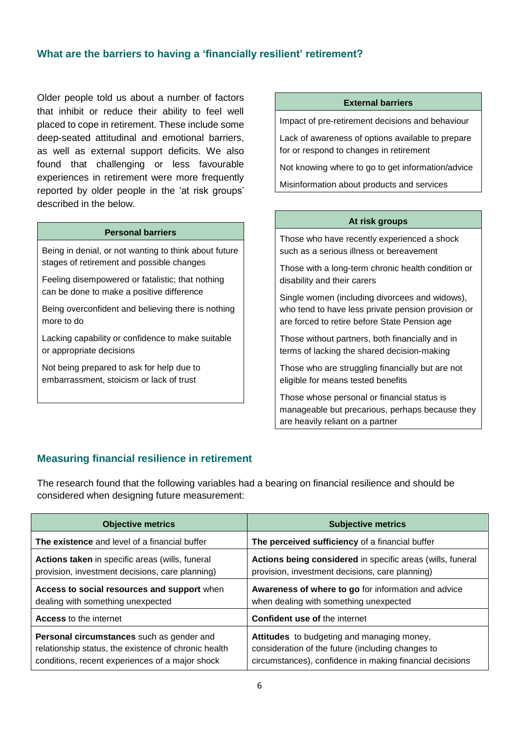## What are the barriers to having a 'financially resilient' retirement?

Older people told us about a number of factors that inhibit or reduce their ability to feel well placed to cope in retirement. These include some deep-seated attitudinal and emotional barriers, as well as external support deficits. We also found that challenging or less favourable experiences in retirement were more frequently reported by older people in the 'at risk groups' described in the below.

| Personal barriers |
|---|
| Being in denial, or not wanting to think about future stages of retirement and possible changes |
| Feeling disempowered or fatalistic; that nothing can be done to make a positive difference |
| Being overconfident and believing there is nothing more to do |
| Lacking capability or confidence to make suitable or appropriate decisions |
| Not being prepared to ask for help due to embarrassment, stoicism or lack of trust |

| External barriers |
|---|
| Impact of pre-retirement decisions and behaviour |
| Lack of awareness of options available to prepare for or respond to changes in retirement |
| Not knowing where to go to get information/advice |
| Misinformation about products and services |

| At risk groups |
|---|
| Those who have recently experienced a shock such as a serious illness or bereavement |
| Those with a long-term chronic health condition or disability and their carers |
| Single women (including divorcees and widows), who tend to have less private pension provision or are forced to retire before State Pension age |
| Those without partners, both financially and in terms of lacking the shared decision-making |
| Those who are struggling financially but are not eligible for means tested benefits |
| Those whose personal or financial status is manageable but precarious, perhaps because they are heavily reliant on a partner |

## Measuring financial resilience in retirement

The research found that the following variables had a bearing on financial resilience and should be considered when designing future measurement:

| Objective metrics | Subjective metrics |
|---|---|
| **The existence** and level of a financial buffer | **The perceived sufficiency** of a financial buffer |
| **Actions taken** in specific areas (wills, funeral provision, investment decisions, care planning) | **Actions being considered** in specific areas (wills, funeral provision, investment decisions, care planning) |
| **Access to social resources and support** when dealing with something unexpected | **Awareness of where to go** for information and advice when dealing with something unexpected |
| **Access** to the internet | **Confident use of** the internet |
| **Personal circumstances** such as gender and relationship status, the existence of chronic health conditions, recent experiences of a major shock | **Attitudes** to budgeting and managing money, consideration of the future (including changes to circumstances), confidence in making financial decisions |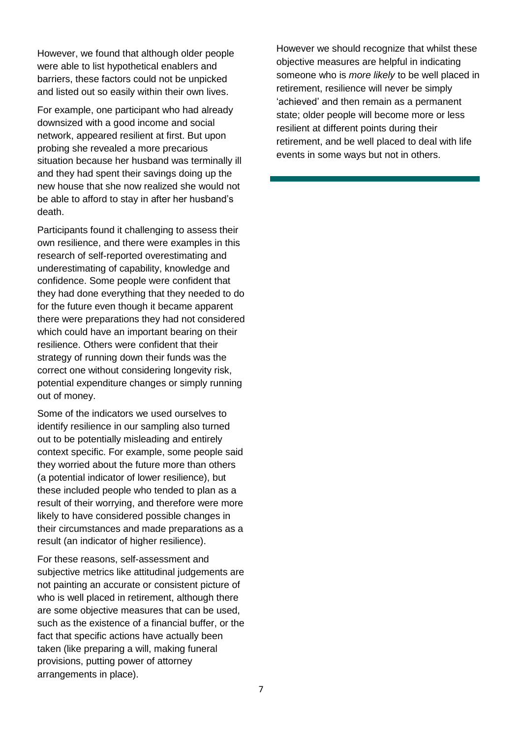However, we found that although older people were able to list hypothetical enablers and barriers, these factors could not be unpicked and listed out so easily within their own lives.

For example, one participant who had already downsized with a good income and social network, appeared resilient at first. But upon probing she revealed a more precarious situation because her husband was terminally ill and they had spent their savings doing up the new house that she now realized she would not be able to afford to stay in after her husband's death.

Participants found it challenging to assess their own resilience, and there were examples in this research of self-reported overestimating and underestimating of capability, knowledge and confidence. Some people were confident that they had done everything that they needed to do for the future even though it became apparent there were preparations they had not considered which could have an important bearing on their resilience. Others were confident that their strategy of running down their funds was the correct one without considering longevity risk, potential expenditure changes or simply running out of money.

Some of the indicators we used ourselves to identify resilience in our sampling also turned out to be potentially misleading and entirely context specific. For example, some people said they worried about the future more than others (a potential indicator of lower resilience), but these included people who tended to plan as a result of their worrying, and therefore were more likely to have considered possible changes in their circumstances and made preparations as a result (an indicator of higher resilience).

For these reasons, self-assessment and subjective metrics like attitudinal judgements are not painting an accurate or consistent picture of who is well placed in retirement, although there are some objective measures that can be used, such as the existence of a financial buffer, or the fact that specific actions have actually been taken (like preparing a will, making funeral provisions, putting power of attorney arrangements in place).

However we should recognize that whilst these objective measures are helpful in indicating someone who is *more likely* to be well placed in retirement, resilience will never be simply 'achieved' and then remain as a permanent state; older people will become more or less resilient at different points during their retirement, and be well placed to deal with life events in some ways but not in others.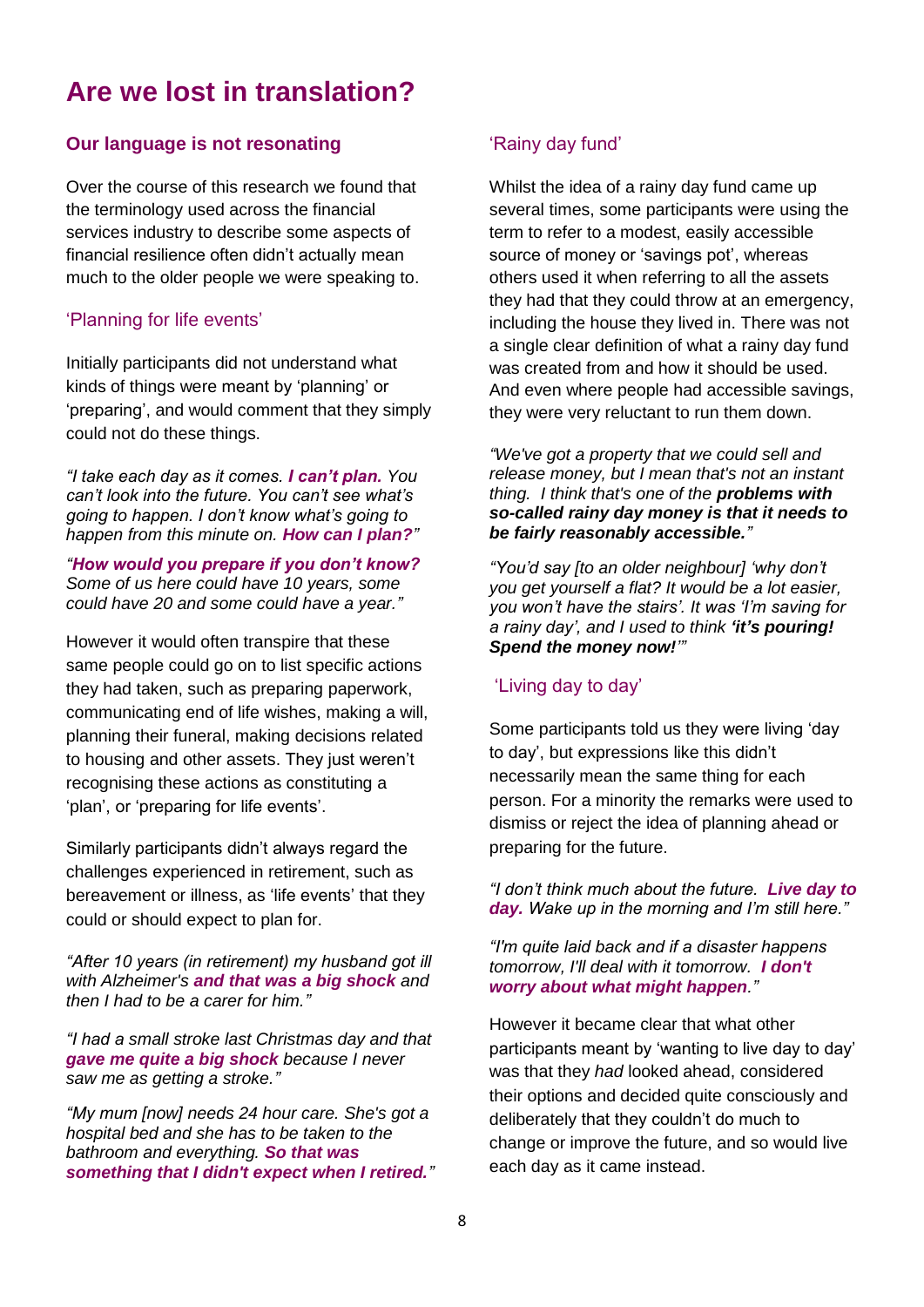# Are we lost in translation?

### Our language is not resonating

Over the course of this research we found that the terminology used across the financial services industry to describe some aspects of financial resilience often didn't actually mean much to the older people we were speaking to.

### 'Planning for life events'

Initially participants did not understand what kinds of things were meant by 'planning' or 'preparing', and would comment that they simply could not do these things.

*"I take each day as it comes. **I can't plan.** You can't look into the future. You can't see what's going to happen. I don't know what's going to happen from this minute on. **How can I plan?**"*

*"**How would you prepare if you don't know?** Some of us here could have 10 years, some could have 20 and some could have a year."*

However it would often transpire that these same people could go on to list specific actions they had taken, such as preparing paperwork, communicating end of life wishes, making a will, planning their funeral, making decisions related to housing and other assets. They just weren't recognising these actions as constituting a 'plan', or 'preparing for life events'.

Similarly participants didn't always regard the challenges experienced in retirement, such as bereavement or illness, as 'life events' that they could or should expect to plan for.

*"After 10 years (in retirement) my husband got ill with Alzheimer's **and that was a big shock** and then I had to be a carer for him."*

*"I had a small stroke last Christmas day and that **gave me quite a big shock** because I never saw me as getting a stroke."*

*"My mum [now] needs 24 hour care. She's got a hospital bed and she has to be taken to the bathroom and everything. **So that was something that I didn't expect when I retired.**"*

### 'Rainy day fund'

Whilst the idea of a rainy day fund came up several times, some participants were using the term to refer to a modest, easily accessible source of money or 'savings pot', whereas others used it when referring to all the assets they had that they could throw at an emergency, including the house they lived in. There was not a single clear definition of what a rainy day fund was created from and how it should be used. And even where people had accessible savings, they were very reluctant to run them down.

*"We've got a property that we could sell and release money, but I mean that's not an instant thing. I think that's one of the **problems with so-called rainy day money is that it needs to be fairly reasonably accessible.**"*

*"You'd say [to an older neighbour] 'why don't you get yourself a flat? It would be a lot easier, you won't have the stairs'. It was 'I'm saving for a rainy day', and I used to think **'it's pouring! Spend the money now!'**"*

### 'Living day to day'

Some participants told us they were living 'day to day', but expressions like this didn't necessarily mean the same thing for each person. For a minority the remarks were used to dismiss or reject the idea of planning ahead or preparing for the future.

*"I don't think much about the future. **Live day to day.** Wake up in the morning and I'm still here."*

*"I'm quite laid back and if a disaster happens tomorrow, I'll deal with it tomorrow. **I don't worry about what might happen.**"*

However it became clear that what other participants meant by 'wanting to live day to day' was that they *had* looked ahead, considered their options and decided quite consciously and deliberately that they couldn't do much to change or improve the future, and so would live each day as it came instead.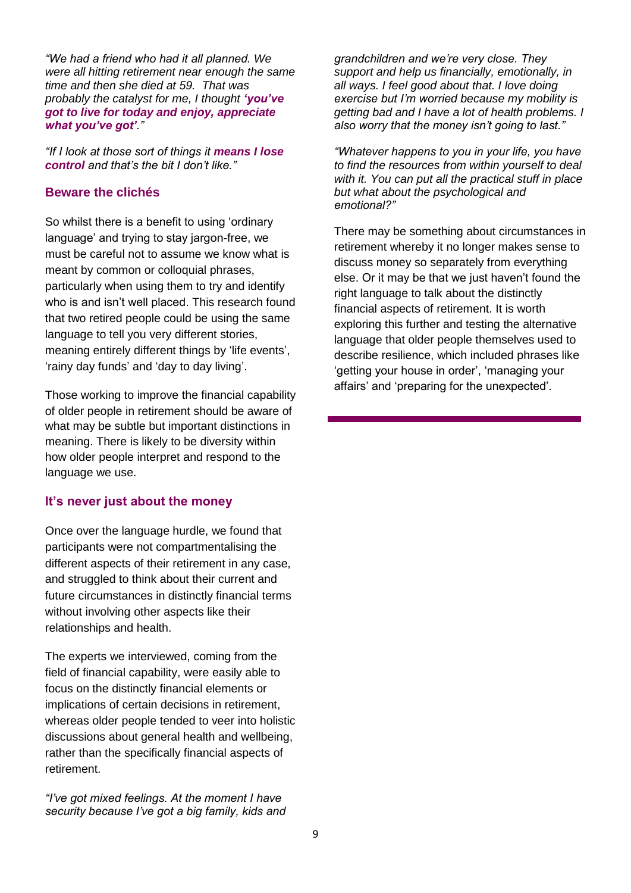*"We had a friend who had it all planned. We were all hitting retirement near enough the same time and then she died at 59. That was probably the catalyst for me, I thought **'you've got to live for today and enjoy, appreciate what you've got'**."*

*"If I look at those sort of things it **means I lose control** and that's the bit I don't like."*

### Beware the clichés

So whilst there is a benefit to using 'ordinary language' and trying to stay jargon-free, we must be careful not to assume we know what is meant by common or colloquial phrases, particularly when using them to try and identify who is and isn't well placed. This research found that two retired people could be using the same language to tell you very different stories, meaning entirely different things by 'life events', 'rainy day funds' and 'day to day living'.

Those working to improve the financial capability of older people in retirement should be aware of what may be subtle but important distinctions in meaning. There is likely to be diversity within how older people interpret and respond to the language we use.

### It's never just about the money

Once over the language hurdle, we found that participants were not compartmentalising the different aspects of their retirement in any case, and struggled to think about their current and future circumstances in distinctly financial terms without involving other aspects like their relationships and health.

The experts we interviewed, coming from the field of financial capability, were easily able to focus on the distinctly financial elements or implications of certain decisions in retirement, whereas older people tended to veer into holistic discussions about general health and wellbeing, rather than the specifically financial aspects of retirement.

*"I've got mixed feelings. At the moment I have security because I've got a big family, kids and grandchildren and we're very close. They support and help us financially, emotionally, in all ways. I feel good about that. I love doing exercise but I'm worried because my mobility is getting bad and I have a lot of health problems. I also worry that the money isn't going to last."*

*"Whatever happens to you in your life, you have to find the resources from within yourself to deal with it. You can put all the practical stuff in place but what about the psychological and emotional?"*

There may be something about circumstances in retirement whereby it no longer makes sense to discuss money so separately from everything else. Or it may be that we just haven't found the right language to talk about the distinctly financial aspects of retirement. It is worth exploring this further and testing the alternative language that older people themselves used to describe resilience, which included phrases like 'getting your house in order', 'managing your affairs' and 'preparing for the unexpected'.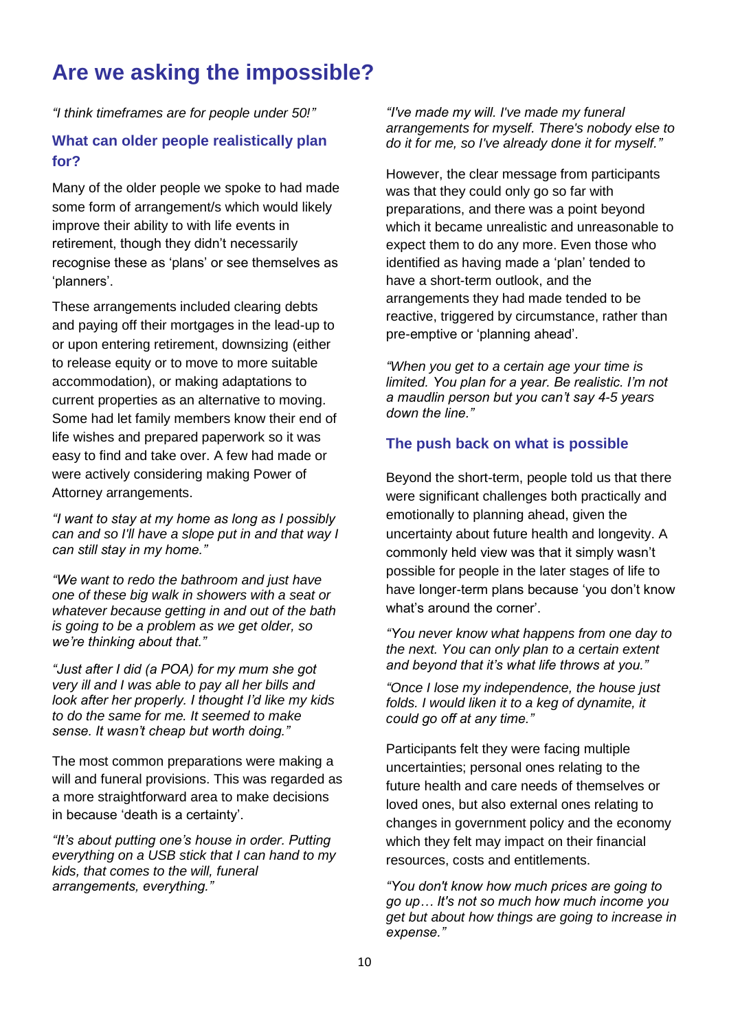# Are we asking the impossible?

*"I think timeframes are for people under 50!"*

## What can older people realistically plan for?

Many of the older people we spoke to had made some form of arrangement/s which would likely improve their ability to with life events in retirement, though they didn't necessarily recognise these as 'plans' or see themselves as 'planners'.

These arrangements included clearing debts and paying off their mortgages in the lead-up to or upon entering retirement, downsizing (either to release equity or to move to more suitable accommodation), or making adaptations to current properties as an alternative to moving. Some had let family members know their end of life wishes and prepared paperwork so it was easy to find and take over. A few had made or were actively considering making Power of Attorney arrangements.

*"I want to stay at my home as long as I possibly can and so I'll have a slope put in and that way I can still stay in my home."*

*"We want to redo the bathroom and just have one of these big walk in showers with a seat or whatever because getting in and out of the bath is going to be a problem as we get older, so we're thinking about that."*

*"Just after I did (a POA) for my mum she got very ill and I was able to pay all her bills and look after her properly. I thought I'd like my kids to do the same for me. It seemed to make sense. It wasn't cheap but worth doing."*

The most common preparations were making a will and funeral provisions. This was regarded as a more straightforward area to make decisions in because 'death is a certainty'.

*"It's about putting one's house in order. Putting everything on a USB stick that I can hand to my kids, that comes to the will, funeral arrangements, everything."*

*"I've made my will. I've made my funeral arrangements for myself. There's nobody else to do it for me, so I've already done it for myself."*

However, the clear message from participants was that they could only go so far with preparations, and there was a point beyond which it became unrealistic and unreasonable to expect them to do any more. Even those who identified as having made a 'plan' tended to have a short-term outlook, and the arrangements they had made tended to be reactive, triggered by circumstance, rather than pre-emptive or 'planning ahead'.

*"When you get to a certain age your time is limited. You plan for a year. Be realistic. I'm not a maudlin person but you can't say 4-5 years down the line."*

## The push back on what is possible

Beyond the short-term, people told us that there were significant challenges both practically and emotionally to planning ahead, given the uncertainty about future health and longevity. A commonly held view was that it simply wasn't possible for people in the later stages of life to have longer-term plans because 'you don't know what's around the corner'.

*"You never know what happens from one day to the next. You can only plan to a certain extent and beyond that it's what life throws at you."*

*"Once I lose my independence, the house just folds. I would liken it to a keg of dynamite, it could go off at any time."*

Participants felt they were facing multiple uncertainties; personal ones relating to the future health and care needs of themselves or loved ones, but also external ones relating to changes in government policy and the economy which they felt may impact on their financial resources, costs and entitlements.

*"You don't know how much prices are going to go up… It's not so much how much income you get but about how things are going to increase in expense."*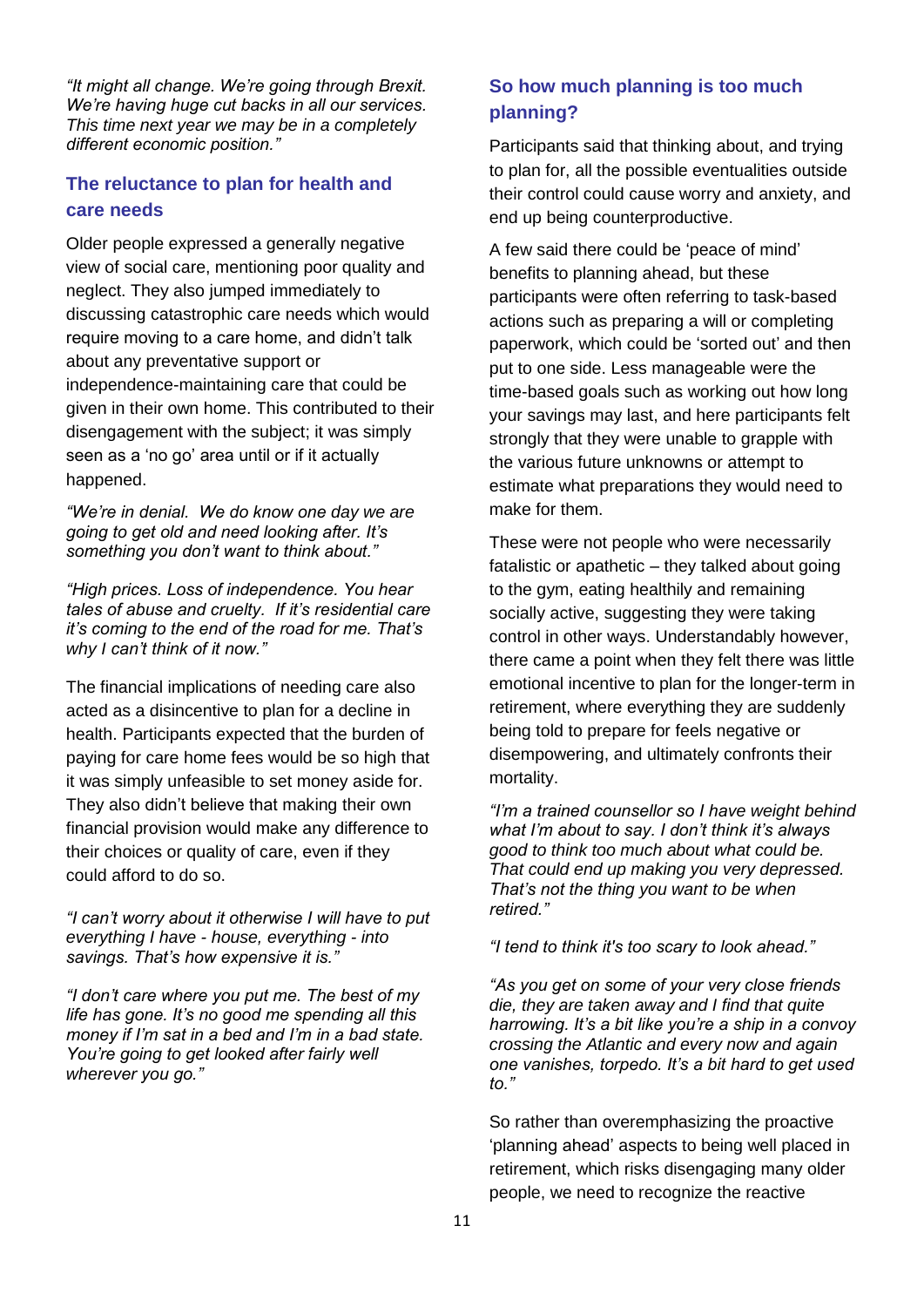*"It might all change. We're going through Brexit. We're having huge cut backs in all our services. This time next year we may be in a completely different economic position."*

### The reluctance to plan for health and care needs

Older people expressed a generally negative view of social care, mentioning poor quality and neglect. They also jumped immediately to discussing catastrophic care needs which would require moving to a care home, and didn't talk about any preventative support or independence-maintaining care that could be given in their own home. This contributed to their disengagement with the subject; it was simply seen as a 'no go' area until or if it actually happened.

*"We're in denial. We do know one day we are going to get old and need looking after. It's something you don't want to think about."*

*"High prices. Loss of independence. You hear tales of abuse and cruelty. If it's residential care it's coming to the end of the road for me. That's why I can't think of it now."*

The financial implications of needing care also acted as a disincentive to plan for a decline in health. Participants expected that the burden of paying for care home fees would be so high that it was simply unfeasible to set money aside for. They also didn't believe that making their own financial provision would make any difference to their choices or quality of care, even if they could afford to do so.

*"I can't worry about it otherwise I will have to put everything I have - house, everything - into savings. That's how expensive it is."*

*"I don't care where you put me. The best of my life has gone. It's no good me spending all this money if I'm sat in a bed and I'm in a bad state. You're going to get looked after fairly well wherever you go."*

### So how much planning is too much planning?

Participants said that thinking about, and trying to plan for, all the possible eventualities outside their control could cause worry and anxiety, and end up being counterproductive.

A few said there could be 'peace of mind' benefits to planning ahead, but these participants were often referring to task-based actions such as preparing a will or completing paperwork, which could be 'sorted out' and then put to one side. Less manageable were the time-based goals such as working out how long your savings may last, and here participants felt strongly that they were unable to grapple with the various future unknowns or attempt to estimate what preparations they would need to make for them.

These were not people who were necessarily fatalistic or apathetic – they talked about going to the gym, eating healthily and remaining socially active, suggesting they were taking control in other ways. Understandably however, there came a point when they felt there was little emotional incentive to plan for the longer-term in retirement, where everything they are suddenly being told to prepare for feels negative or disempowering, and ultimately confronts their mortality.

*"I'm a trained counsellor so I have weight behind what I'm about to say. I don't think it's always good to think too much about what could be. That could end up making you very depressed. That's not the thing you want to be when retired."*

*"I tend to think it's too scary to look ahead."*

*"As you get on some of your very close friends die, they are taken away and I find that quite harrowing. It's a bit like you're a ship in a convoy crossing the Atlantic and every now and again one vanishes, torpedo. It's a bit hard to get used to."*

So rather than overemphasizing the proactive 'planning ahead' aspects to being well placed in retirement, which risks disengaging many older people, we need to recognize the reactive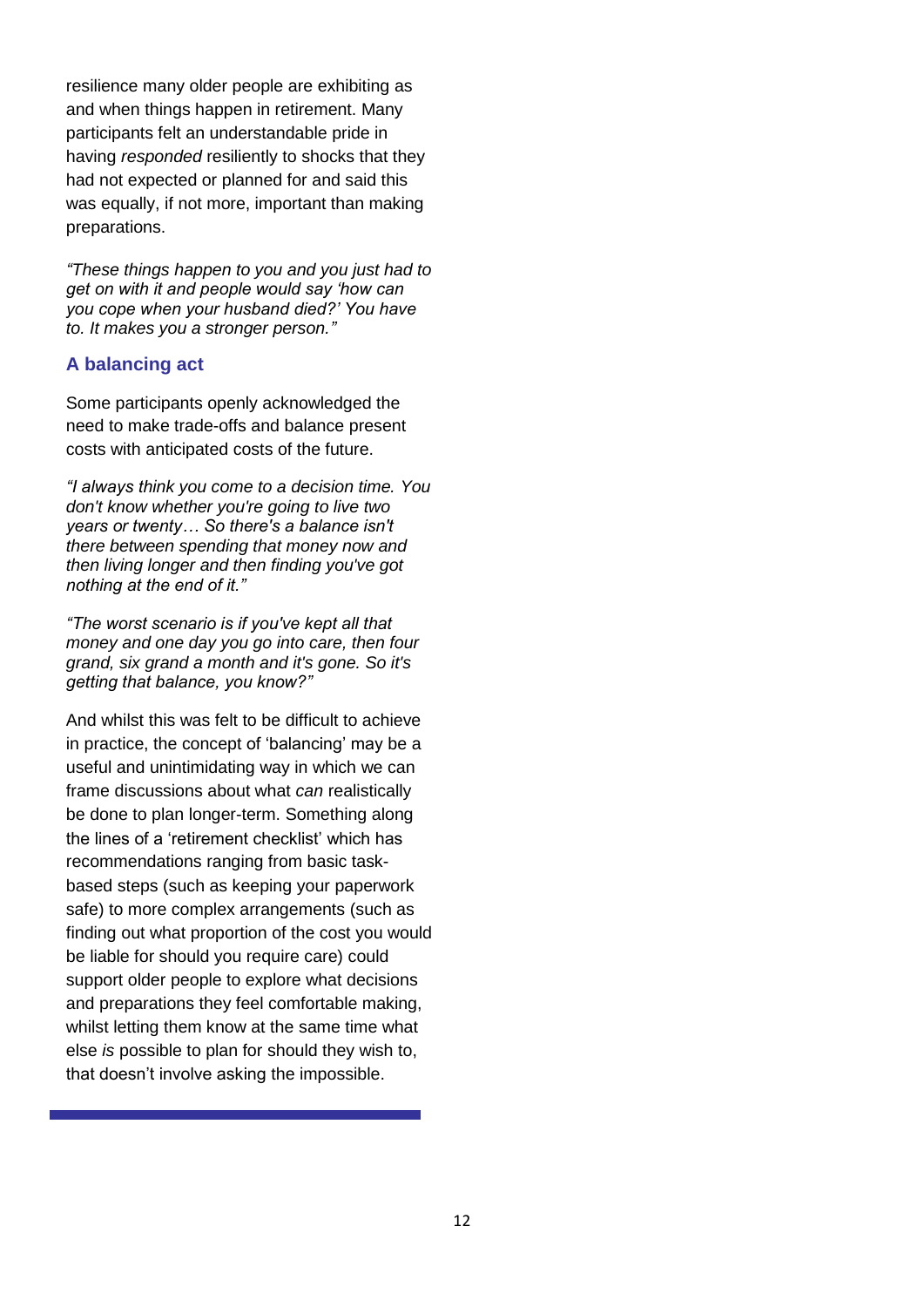resilience many older people are exhibiting as and when things happen in retirement. Many participants felt an understandable pride in having *responded* resiliently to shocks that they had not expected or planned for and said this was equally, if not more, important than making preparations.

*"These things happen to you and you just had to get on with it and people would say 'how can you cope when your husband died?' You have to. It makes you a stronger person."*

### A balancing act

Some participants openly acknowledged the need to make trade-offs and balance present costs with anticipated costs of the future.

*"I always think you come to a decision time. You don't know whether you're going to live two years or twenty… So there's a balance isn't there between spending that money now and then living longer and then finding you've got nothing at the end of it."*

*"The worst scenario is if you've kept all that money and one day you go into care, then four grand, six grand a month and it's gone. So it's getting that balance, you know?"*

And whilst this was felt to be difficult to achieve in practice, the concept of 'balancing' may be a useful and unintimidating way in which we can frame discussions about what *can* realistically be done to plan longer-term. Something along the lines of a 'retirement checklist' which has recommendations ranging from basic task-based steps (such as keeping your paperwork safe) to more complex arrangements (such as finding out what proportion of the cost you would be liable for should you require care) could support older people to explore what decisions and preparations they feel comfortable making, whilst letting them know at the same time what else *is* possible to plan for should they wish to, that doesn't involve asking the impossible.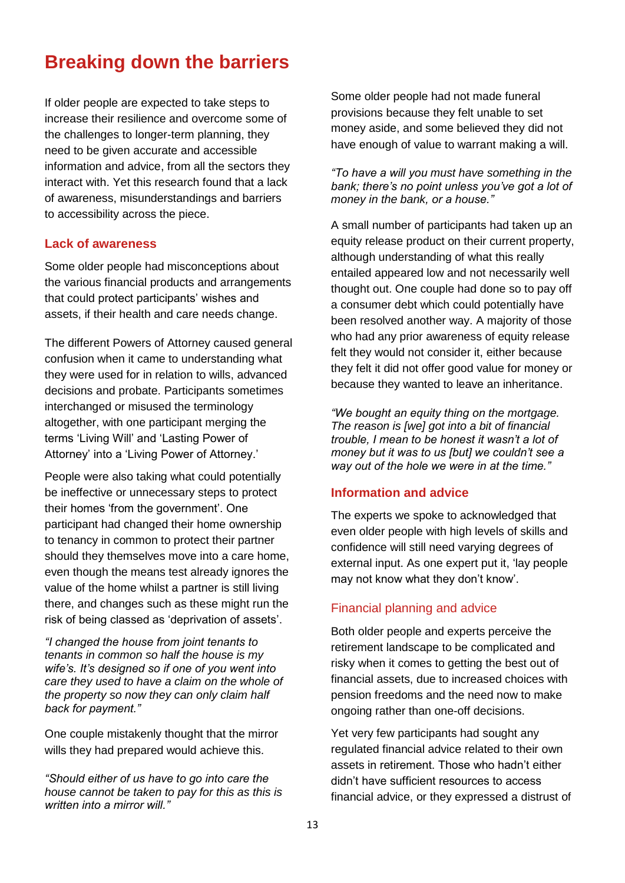# Breaking down the barriers

If older people are expected to take steps to increase their resilience and overcome some of the challenges to longer-term planning, they need to be given accurate and accessible information and advice, from all the sectors they interact with. Yet this research found that a lack of awareness, misunderstandings and barriers to accessibility across the piece.

### Lack of awareness

Some older people had misconceptions about the various financial products and arrangements that could protect participants' wishes and assets, if their health and care needs change.

The different Powers of Attorney caused general confusion when it came to understanding what they were used for in relation to wills, advanced decisions and probate. Participants sometimes interchanged or misused the terminology altogether, with one participant merging the terms 'Living Will' and 'Lasting Power of Attorney' into a 'Living Power of Attorney.'

People were also taking what could potentially be ineffective or unnecessary steps to protect their homes 'from the government'. One participant had changed their home ownership to tenancy in common to protect their partner should they themselves move into a care home, even though the means test already ignores the value of the home whilst a partner is still living there, and changes such as these might run the risk of being classed as 'deprivation of assets'.

*"I changed the house from joint tenants to tenants in common so half the house is my wife's. It's designed so if one of you went into care they used to have a claim on the whole of the property so now they can only claim half back for payment."*

One couple mistakenly thought that the mirror wills they had prepared would achieve this.

*"Should either of us have to go into care the house cannot be taken to pay for this as this is written into a mirror will."*

Some older people had not made funeral provisions because they felt unable to set money aside, and some believed they did not have enough of value to warrant making a will.

*"To have a will you must have something in the bank; there's no point unless you've got a lot of money in the bank, or a house."*

A small number of participants had taken up an equity release product on their current property, although understanding of what this really entailed appeared low and not necessarily well thought out. One couple had done so to pay off a consumer debt which could potentially have been resolved another way. A majority of those who had any prior awareness of equity release felt they would not consider it, either because they felt it did not offer good value for money or because they wanted to leave an inheritance.

*"We bought an equity thing on the mortgage. The reason is [we] got into a bit of financial trouble, I mean to be honest it wasn't a lot of money but it was to us [but] we couldn't see a way out of the hole we were in at the time."*

### Information and advice

The experts we spoke to acknowledged that even older people with high levels of skills and confidence will still need varying degrees of external input. As one expert put it, 'lay people may not know what they don't know'.

#### Financial planning and advice

Both older people and experts perceive the retirement landscape to be complicated and risky when it comes to getting the best out of financial assets, due to increased choices with pension freedoms and the need now to make ongoing rather than one-off decisions.

Yet very few participants had sought any regulated financial advice related to their own assets in retirement. Those who hadn't either didn't have sufficient resources to access financial advice, or they expressed a distrust of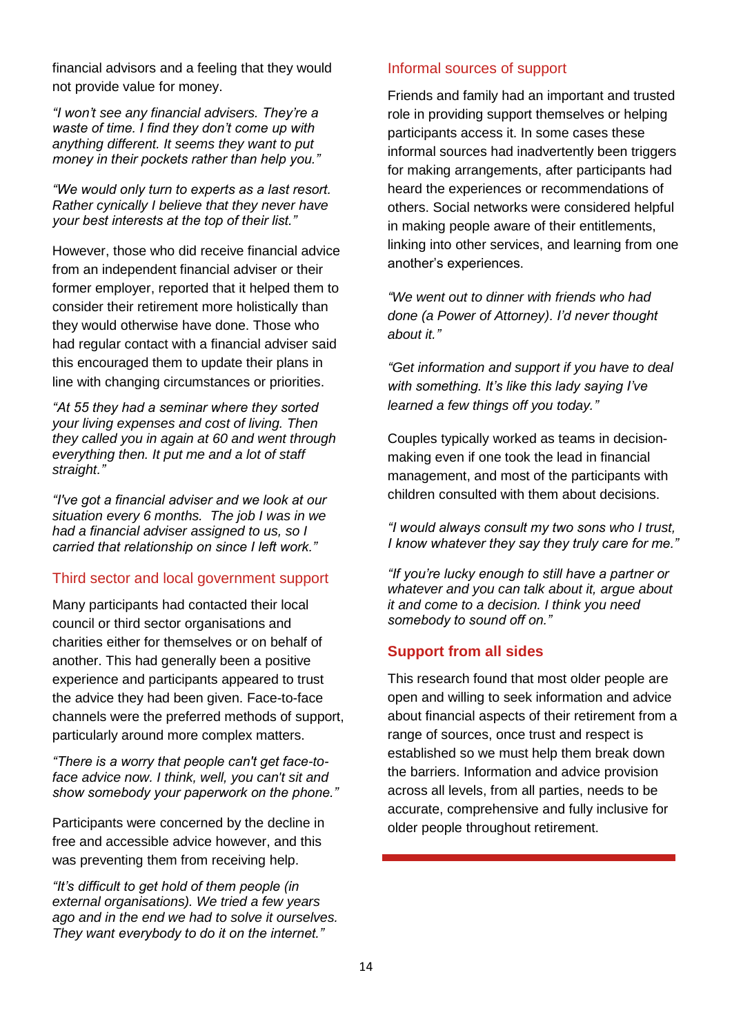financial advisors and a feeling that they would not provide value for money.

*"I won't see any financial advisers. They're a waste of time. I find they don't come up with anything different. It seems they want to put money in their pockets rather than help you."*

*"We would only turn to experts as a last resort. Rather cynically I believe that they never have your best interests at the top of their list."*

However, those who did receive financial advice from an independent financial adviser or their former employer, reported that it helped them to consider their retirement more holistically than they would otherwise have done. Those who had regular contact with a financial adviser said this encouraged them to update their plans in line with changing circumstances or priorities.

*"At 55 they had a seminar where they sorted your living expenses and cost of living. Then they called you in again at 60 and went through everything then. It put me and a lot of staff straight."*

*"I've got a financial adviser and we look at our situation every 6 months. The job I was in we had a financial adviser assigned to us, so I carried that relationship on since I left work."*

## Third sector and local government support

Many participants had contacted their local council or third sector organisations and charities either for themselves or on behalf of another. This had generally been a positive experience and participants appeared to trust the advice they had been given. Face-to-face channels were the preferred methods of support, particularly around more complex matters.

*"There is a worry that people can't get face-to-face advice now. I think, well, you can't sit and show somebody your paperwork on the phone."*

Participants were concerned by the decline in free and accessible advice however, and this was preventing them from receiving help.

*"It's difficult to get hold of them people (in external organisations). We tried a few years ago and in the end we had to solve it ourselves. They want everybody to do it on the internet."*

## Informal sources of support

Friends and family had an important and trusted role in providing support themselves or helping participants access it. In some cases these informal sources had inadvertently been triggers for making arrangements, after participants had heard the experiences or recommendations of others. Social networks were considered helpful in making people aware of their entitlements, linking into other services, and learning from one another's experiences.

*"We went out to dinner with friends who had done (a Power of Attorney). I'd never thought about it."*

*"Get information and support if you have to deal with something. It's like this lady saying I've learned a few things off you today."*

Couples typically worked as teams in decision-making even if one took the lead in financial management, and most of the participants with children consulted with them about decisions.

*"I would always consult my two sons who I trust, I know whatever they say they truly care for me."*

*"If you're lucky enough to still have a partner or whatever and you can talk about it, argue about it and come to a decision. I think you need somebody to sound off on."*

## **Support from all sides**

This research found that most older people are open and willing to seek information and advice about financial aspects of their retirement from a range of sources, once trust and respect is established so we must help them break down the barriers. Information and advice provision across all levels, from all parties, needs to be accurate, comprehensive and fully inclusive for older people throughout retirement.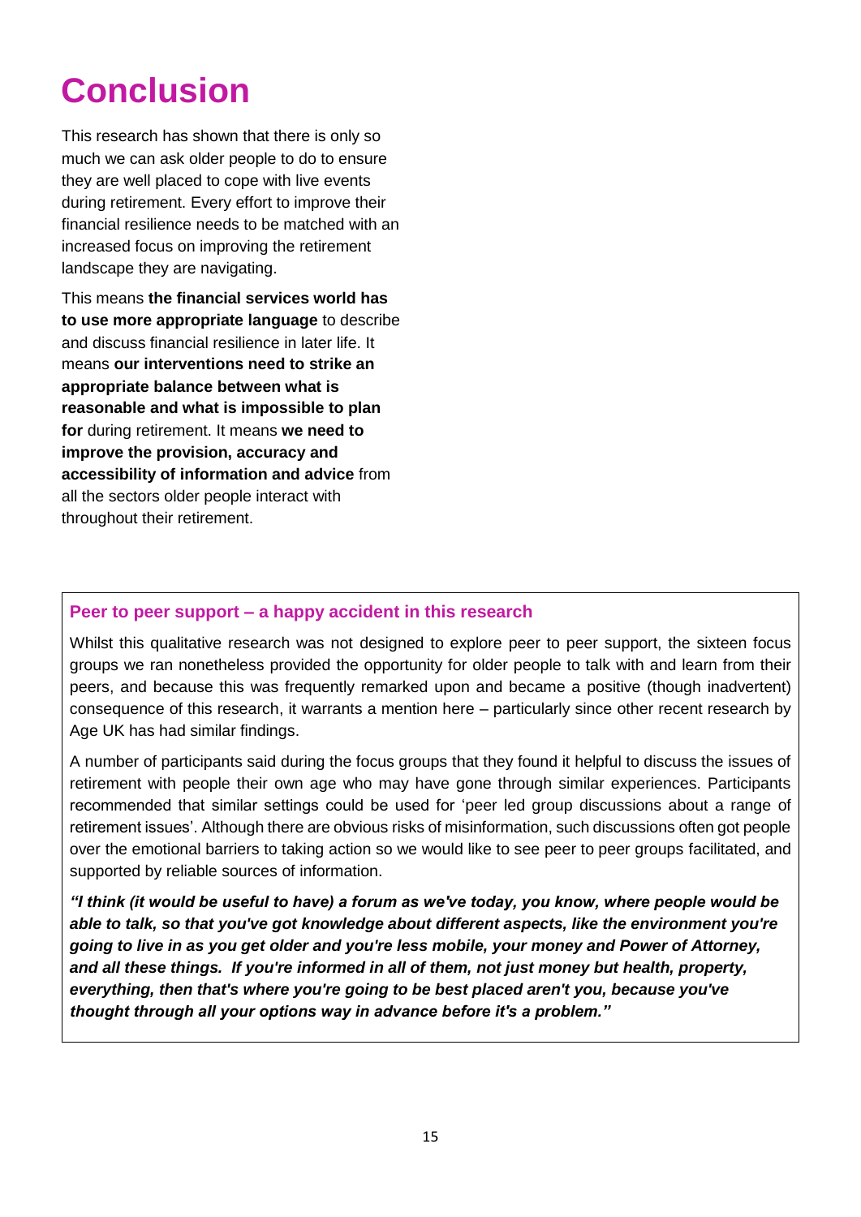# Conclusion

This research has shown that there is only so much we can ask older people to do to ensure they are well placed to cope with live events during retirement. Every effort to improve their financial resilience needs to be matched with an increased focus on improving the retirement landscape they are navigating.

This means **the financial services world has to use more appropriate language** to describe and discuss financial resilience in later life. It means **our interventions need to strike an appropriate balance between what is reasonable and what is impossible to plan for** during retirement. It means **we need to improve the provision, accuracy and accessibility of information and advice** from all the sectors older people interact with throughout their retirement.

### Peer to peer support – a happy accident in this research

Whilst this qualitative research was not designed to explore peer to peer support, the sixteen focus groups we ran nonetheless provided the opportunity for older people to talk with and learn from their peers, and because this was frequently remarked upon and became a positive (though inadvertent) consequence of this research, it warrants a mention here – particularly since other recent research by Age UK has had similar findings.

A number of participants said during the focus groups that they found it helpful to discuss the issues of retirement with people their own age who may have gone through similar experiences. Participants recommended that similar settings could be used for 'peer led group discussions about a range of retirement issues'. Although there are obvious risks of misinformation, such discussions often got people over the emotional barriers to taking action so we would like to see peer to peer groups facilitated, and supported by reliable sources of information.

***"I think (it would be useful to have) a forum as we've today, you know, where people would be able to talk, so that you've got knowledge about different aspects, like the environment you're going to live in as you get older and you're less mobile, your money and Power of Attorney, and all these things. If you're informed in all of them, not just money but health, property, everything, then that's where you're going to be best placed aren't you, because you've thought through all your options way in advance before it's a problem."***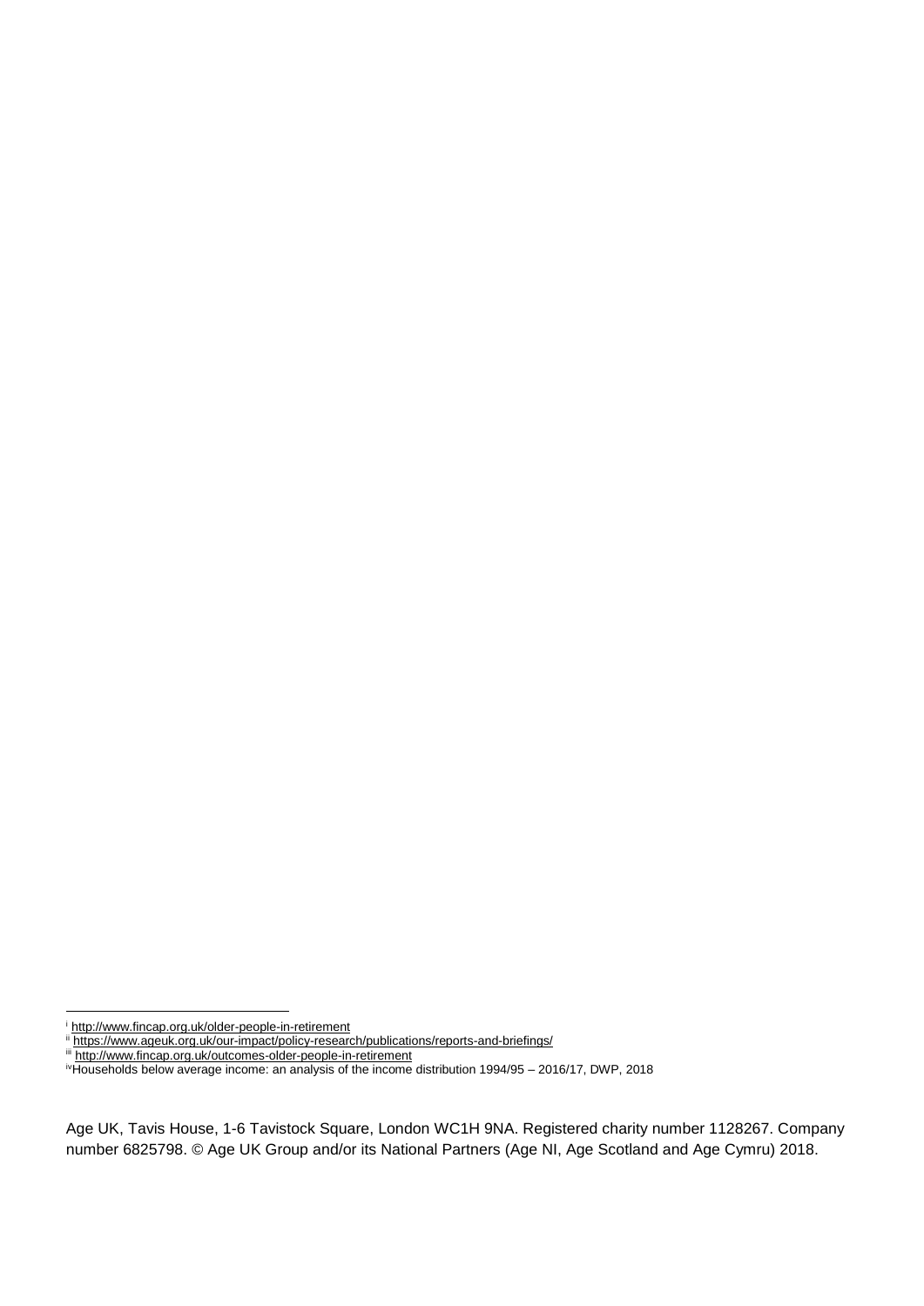[i] http://www.fincap.org.uk/older-people-in-retirement

[ii] https://www.ageuk.org.uk/our-impact/policy-research/publications/reports-and-briefings/

[iii] http://www.fincap.org.uk/outcomes-older-people-in-retirement

[iv] Households below average income: an analysis of the income distribution 1994/95 – 2016/17, DWP, 2018

Age UK, Tavis House, 1-6 Tavistock Square, London WC1H 9NA. Registered charity number 1128267. Company number 6825798. © Age UK Group and/or its National Partners (Age NI, Age Scotland and Age Cymru) 2018.